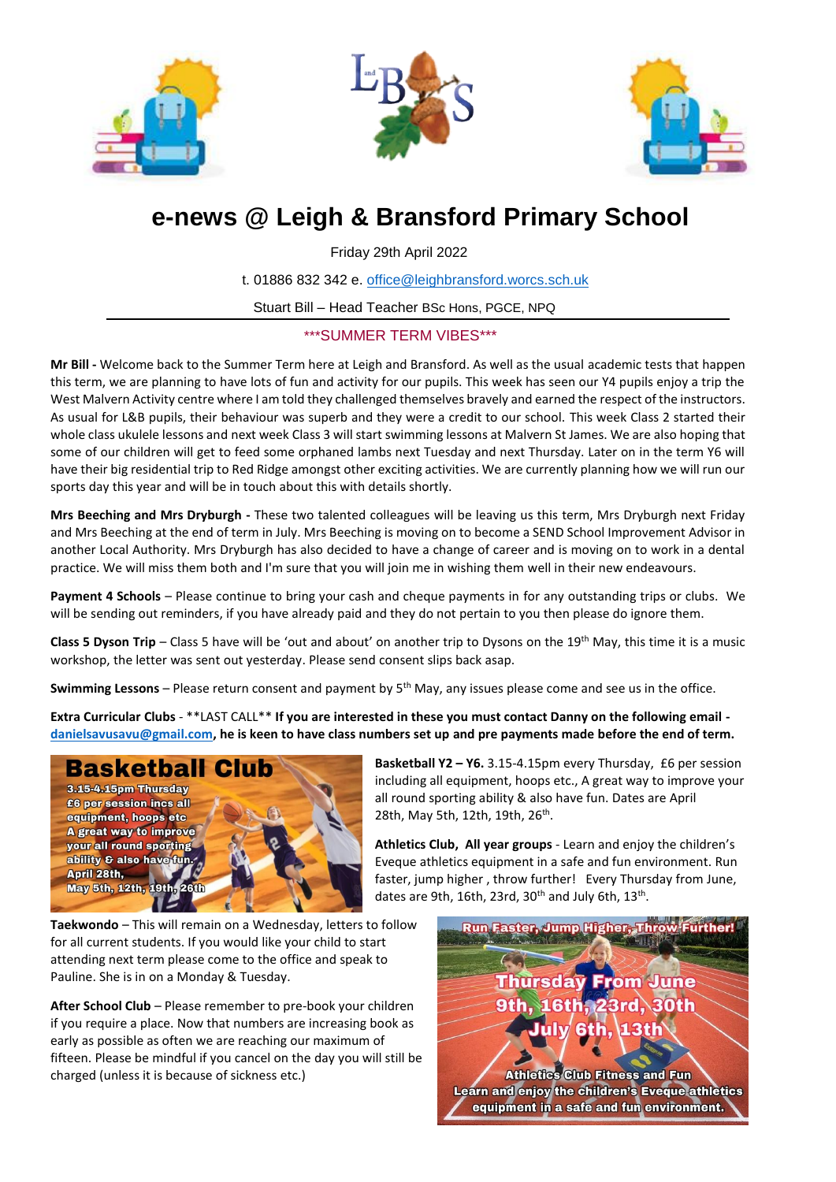# e-news @ Leigh & Bransford Primary School

Friday 29th April 2022

t. 01886 832 342 e. office@leighbransford.worcs.sch.uk

Stuart Bill – Head Teacher BSc Hons, PGCE, NPQ

\*\*\*SUMMER TERM VIBES\*\*\*

**Mr Bill -** Welcome back to the Summer Term here at Leigh and Bransford. As well as the usual academic tests that happen this term, we are planning to have lots of fun and activity for our pupils. This week has seen our Y4 pupils enjoy a trip the West Malvern Activity centre where I am told they challenged themselves bravely and earned the respect of the instructors. As usual for L&B pupils, their behaviour was superb and they were a credit to our school. This week Class 2 started their whole class ukulele lessons and next week Class 3 will start swimming lessons at Malvern St James. We are also hoping that some of our children will get to feed some orphaned lambs next Tuesday and next Thursday. Later on in the term Y6 will have their big residential trip to Red Ridge amongst other exciting activities. We are currently planning how we will run our sports day this year and will be in touch about this with details shortly.

**Mrs Beeching and Mrs Dryburgh -** These two talented colleagues will be leaving us this term, Mrs Dryburgh next Friday and Mrs Beeching at the end of term in July. Mrs Beeching is moving on to become a SEND School Improvement Advisor in another Local Authority. Mrs Dryburgh has also decided to have a change of career and is moving on to work in a dental practice. We will miss them both and I'm sure that you will join me in wishing them well in their new endeavours.

**Payment 4 Schools** – Please continue to bring your cash and cheque payments in for any outstanding trips or clubs. We will be sending out reminders, if you have already paid and they do not pertain to you then please do ignore them.

**Class 5 Dyson Trip** – Class 5 have will be 'out and about' on another trip to Dysons on the 19th May, this time it is a music workshop, the letter was sent out yesterday. Please send consent slips back asap.

**Swimming Lessons** – Please return consent and payment by 5th May, any issues please come and see us in the office.

**Extra Curricular Clubs** - \*\*LAST CALL\*\* **If you are interested in these you must contact Danny on the following email - danielsavusavu@gmail.com, he is keen to have class numbers set up and pre payments made before the end of term.**

Basketball Club
3.15-4.15pm Thursday
£6 per session incs all equipment, hoops etc
A great way to improve your all round sporting ability & also have fun.
April 28th,
May 5th, 12th, 19th, 26th

**Basketball Y2 – Y6.** 3.15-4.15pm every Thursday, £6 per session including all equipment, hoops etc., A great way to improve your all round sporting ability & also have fun. Dates are April 28th, May 5th, 12th, 19th, 26th.

**Athletics Club, All year groups** - Learn and enjoy the children's Eveque athletics equipment in a safe and fun environment. Run faster, jump higher , throw further! Every Thursday from June, dates are 9th, 16th, 23rd, 30th and July 6th, 13th.

**Taekwondo** – This will remain on a Wednesday, letters to follow for all current students. If you would like your child to start attending next term please come to the office and speak to Pauline. She is in on a Monday & Tuesday.

**After School Club** – Please remember to pre-book your children if you require a place. Now that numbers are increasing book as early as possible as often we are reaching our maximum of fifteen. Please be mindful if you cancel on the day you will still be charged (unless it is because of sickness etc.)

Run Faster, Jump Higher, Throw Further!
Thursday From June
9th, 16th, 23rd, 30th
July 6th, 13th
Athletics Club Fitness and Fun
Learn and enjoy the children's Eveque athletics equipment in a safe and fun environment.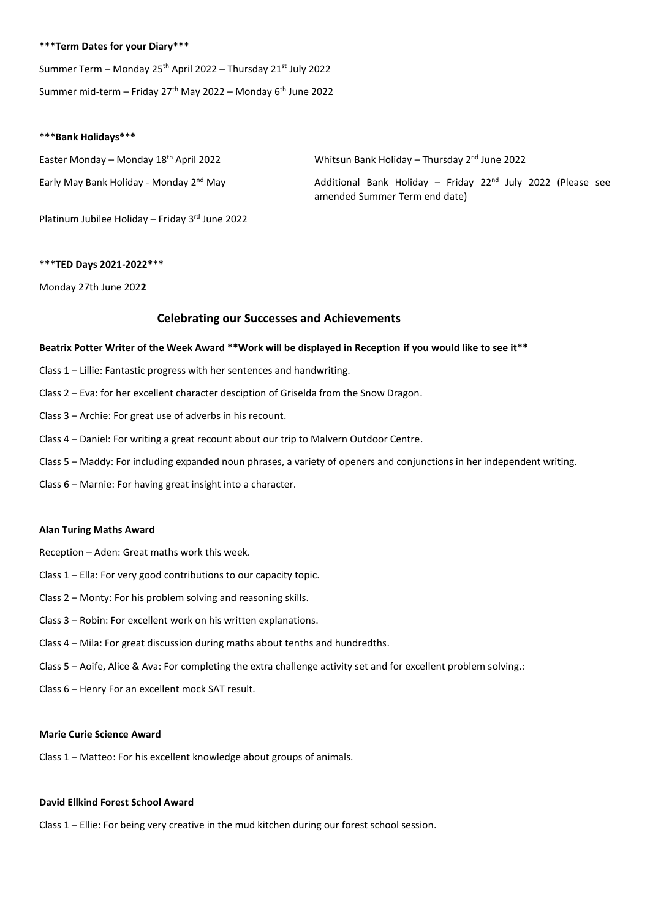**\*\*\*Term Dates for your Diary\*\*\***

Summer Term – Monday 25th April 2022 – Thursday 21st July 2022

Summer mid-term – Friday 27th May 2022 – Monday 6th June 2022

**\*\*\*Bank Holidays\*\*\***

Easter Monday – Monday 18th April 2022

Early May Bank Holiday - Monday 2nd May

Platinum Jubilee Holiday – Friday 3rd June 2022

Whitsun Bank Holiday – Thursday 2nd June 2022

Additional Bank Holiday – Friday 22nd July 2022 (Please see amended Summer Term end date)

**\*\*\*TED Days 2021-2022\*\*\***

Monday 27th June 202**2**

## Celebrating our Successes and Achievements

**Beatrix Potter Writer of the Week Award \*\*Work will be displayed in Reception if you would like to see it\*\***

Class 1 – Lillie: Fantastic progress with her sentences and handwriting.

Class 2 – Eva: for her excellent character desciption of Griselda from the Snow Dragon.

Class 3 – Archie: For great use of adverbs in his recount.

Class 4 – Daniel: For writing a great recount about our trip to Malvern Outdoor Centre.

Class 5 – Maddy: For including expanded noun phrases, a variety of openers and conjunctions in her independent writing.

Class 6 – Marnie: For having great insight into a character.

**Alan Turing Maths Award**

Reception – Aden: Great maths work this week.

Class 1 – Ella: For very good contributions to our capacity topic.

Class 2 – Monty: For his problem solving and reasoning skills.

Class 3 – Robin: For excellent work on his written explanations.

Class 4 – Mila: For great discussion during maths about tenths and hundredths.

Class 5 – Aoife, Alice & Ava: For completing the extra challenge activity set and for excellent problem solving.:

Class 6 – Henry For an excellent mock SAT result.

**Marie Curie Science Award**

Class 1 – Matteo: For his excellent knowledge about groups of animals.

**David Ellkind Forest School Award**

Class 1 – Ellie: For being very creative in the mud kitchen during our forest school session.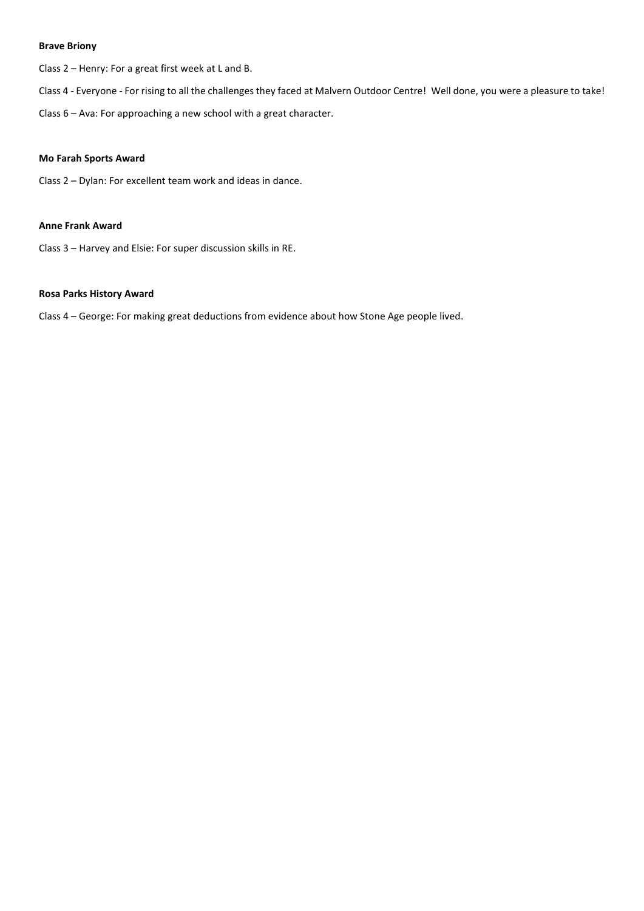**Brave Briony**

Class 2 – Henry: For a great first week at L and B.

Class 4 - Everyone - For rising to all the challenges they faced at Malvern Outdoor Centre! Well done, you were a pleasure to take!

Class 6 – Ava: For approaching a new school with a great character.

**Mo Farah Sports Award**

Class 2 – Dylan: For excellent team work and ideas in dance.

**Anne Frank Award**

Class 3 – Harvey and Elsie: For super discussion skills in RE.

**Rosa Parks History Award**

Class 4 – George: For making great deductions from evidence about how Stone Age people lived.